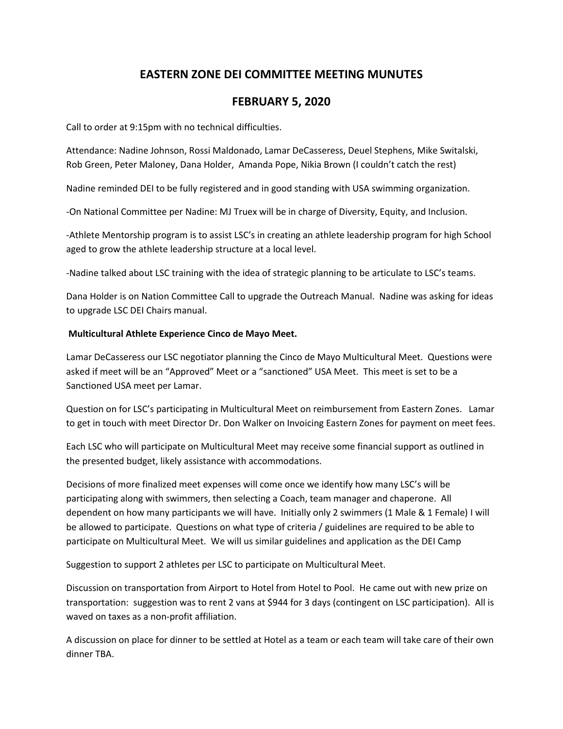# EASTERN ZONE DEI COMMITTEE MEETING MUNUTES

## FEBRUARY 5, 2020

Call to order at 9:15pm with no technical difficulties.

Attendance: Nadine Johnson, Rossi Maldonado, Lamar DeCasseress, Deuel Stephens, Mike Switalski, Rob Green, Peter Maloney, Dana Holder, Amanda Pope, Nikia Brown (I couldn't catch the rest)

Nadine reminded DEI to be fully registered and in good standing with USA swimming organization.

-On National Committee per Nadine: MJ Truex will be in charge of Diversity, Equity, and Inclusion.

-Athlete Mentorship program is to assist LSC's in creating an athlete leadership program for high School aged to grow the athlete leadership structure at a local level.

-Nadine talked about LSC training with the idea of strategic planning to be articulate to LSC's teams.

Dana Holder is on Nation Committee Call to upgrade the Outreach Manual. Nadine was asking for ideas to upgrade LSC DEI Chairs manual.

**Multicultural Athlete Experience Cinco de Mayo Meet.**

Lamar DeCasseress our LSC negotiator planning the Cinco de Mayo Multicultural Meet. Questions were asked if meet will be an "Approved" Meet or a "sanctioned" USA Meet. This meet is set to be a Sanctioned USA meet per Lamar.

Question on for LSC's participating in Multicultural Meet on reimbursement from Eastern Zones. Lamar to get in touch with meet Director Dr. Don Walker on Invoicing Eastern Zones for payment on meet fees.

Each LSC who will participate on Multicultural Meet may receive some financial support as outlined in the presented budget, likely assistance with accommodations.

Decisions of more finalized meet expenses will come once we identify how many LSC's will be participating along with swimmers, then selecting a Coach, team manager and chaperone. All dependent on how many participants we will have. Initially only 2 swimmers (1 Male & 1 Female) I will be allowed to participate. Questions on what type of criteria / guidelines are required to be able to participate on Multicultural Meet. We will us similar guidelines and application as the DEI Camp

Suggestion to support 2 athletes per LSC to participate on Multicultural Meet.

Discussion on transportation from Airport to Hotel from Hotel to Pool. He came out with new prize on transportation: suggestion was to rent 2 vans at $944 for 3 days (contingent on LSC participation). All is waved on taxes as a non-profit affiliation.

A discussion on place for dinner to be settled at Hotel as a team or each team will take care of their own dinner TBA.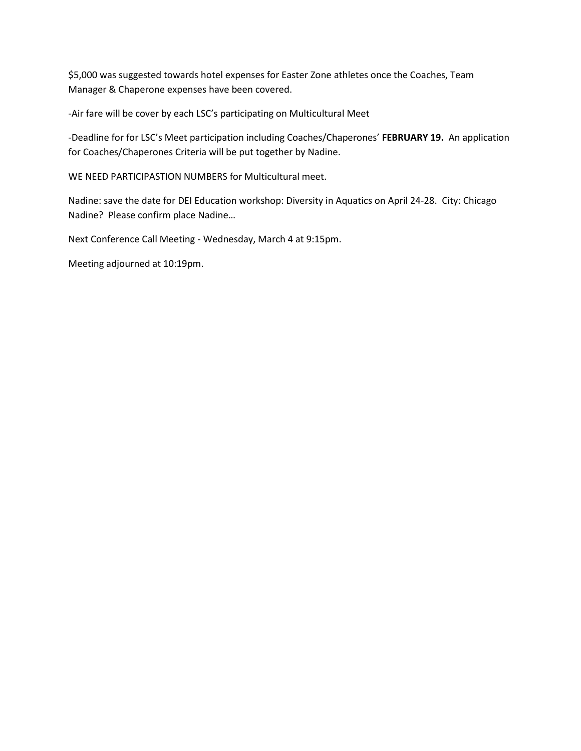$5,000 was suggested towards hotel expenses for Easter Zone athletes once the Coaches, Team Manager & Chaperone expenses have been covered.

-Air fare will be cover by each LSC's participating on Multicultural Meet

-Deadline for for LSC's Meet participation including Coaches/Chaperones' **FEBRUARY 19.** An application for Coaches/Chaperones Criteria will be put together by Nadine.

WE NEED PARTICIPASTION NUMBERS for Multicultural meet.

Nadine: save the date for DEI Education workshop: Diversity in Aquatics on April 24-28. City: Chicago Nadine? Please confirm place Nadine…

Next Conference Call Meeting - Wednesday, March 4 at 9:15pm.

Meeting adjourned at 10:19pm.